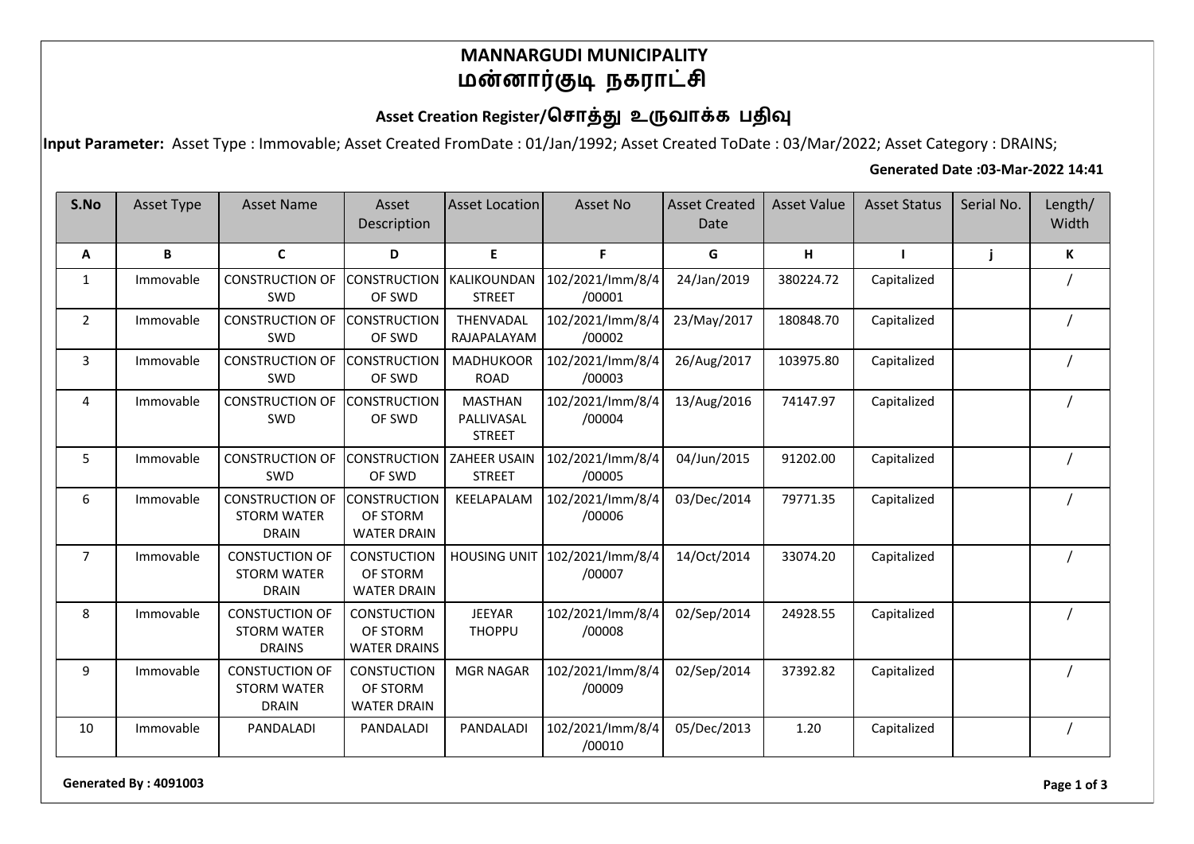# MANNARGUDI MUNICIPALITY
# மன்னார்குடி நகராட்சி

## Asset Creation Register/சொத்து உருவாக்க பதிவு

**Input Parameter:** Asset Type : Immovable; Asset Created FromDate : 01/Jan/1992; Asset Created ToDate : 03/Mar/2022; Asset Category : DRAINS;

**Generated Date :03-Mar-2022 14:41**

| S.No | Asset Type | Asset Name | Asset Description | Asset Location | Asset No | Asset Created Date | Asset Value | Asset Status | Serial No. | Length/ Width |
|---|---|---|---|---|---|---|---|---|---|---|
| A | B | C | D | E | F | G | H | I | j | K |
| 1 | Immovable | CONSTRUCTION OF SWD | CONSTRUCTION OF SWD | KALIKOUNDAN STREET | 102/2021/Imm/8/4/00001 | 24/Jan/2019 | 380224.72 | Capitalized | | / |
| 2 | Immovable | CONSTRUCTION OF SWD | CONSTRUCTION OF SWD | THENVADAL RAJAPALAYAM | 102/2021/Imm/8/4/00002 | 23/May/2017 | 180848.70 | Capitalized | | / |
| 3 | Immovable | CONSTRUCTION OF SWD | CONSTRUCTION OF SWD | MADHUKOOR ROAD | 102/2021/Imm/8/4/00003 | 26/Aug/2017 | 103975.80 | Capitalized | | / |
| 4 | Immovable | CONSTRUCTION OF SWD | CONSTRUCTION OF SWD | MASTHAN PALLIVASAL STREET | 102/2021/Imm/8/4/00004 | 13/Aug/2016 | 74147.97 | Capitalized | | / |
| 5 | Immovable | CONSTRUCTION OF SWD | CONSTRUCTION OF SWD | ZAHEER USAIN STREET | 102/2021/Imm/8/4/00005 | 04/Jun/2015 | 91202.00 | Capitalized | | / |
| 6 | Immovable | CONSTRUCTION OF STORM WATER DRAIN | CONSTRUCTION OF STORM WATER DRAIN | KEELAPALAM | 102/2021/Imm/8/4/00006 | 03/Dec/2014 | 79771.35 | Capitalized | | / |
| 7 | Immovable | CONSTUCTION OF STORM WATER DRAIN | CONSTUCTION OF STORM WATER DRAIN | HOUSING UNIT | 102/2021/Imm/8/4/00007 | 14/Oct/2014 | 33074.20 | Capitalized | | / |
| 8 | Immovable | CONSTUCTION OF STORM WATER DRAINS | CONSTUCTION OF STORM WATER DRAINS | JEEYAR THOPPU | 102/2021/Imm/8/4/00008 | 02/Sep/2014 | 24928.55 | Capitalized | | / |
| 9 | Immovable | CONSTUCTION OF STORM WATER DRAIN | CONSTUCTION OF STORM WATER DRAIN | MGR NAGAR | 102/2021/Imm/8/4/00009 | 02/Sep/2014 | 37392.82 | Capitalized | | / |
| 10 | Immovable | PANDALADI | PANDALADI | PANDALADI | 102/2021/Imm/8/4/00010 | 05/Dec/2013 | 1.20 | Capitalized | | / |

**Generated By : 4091003**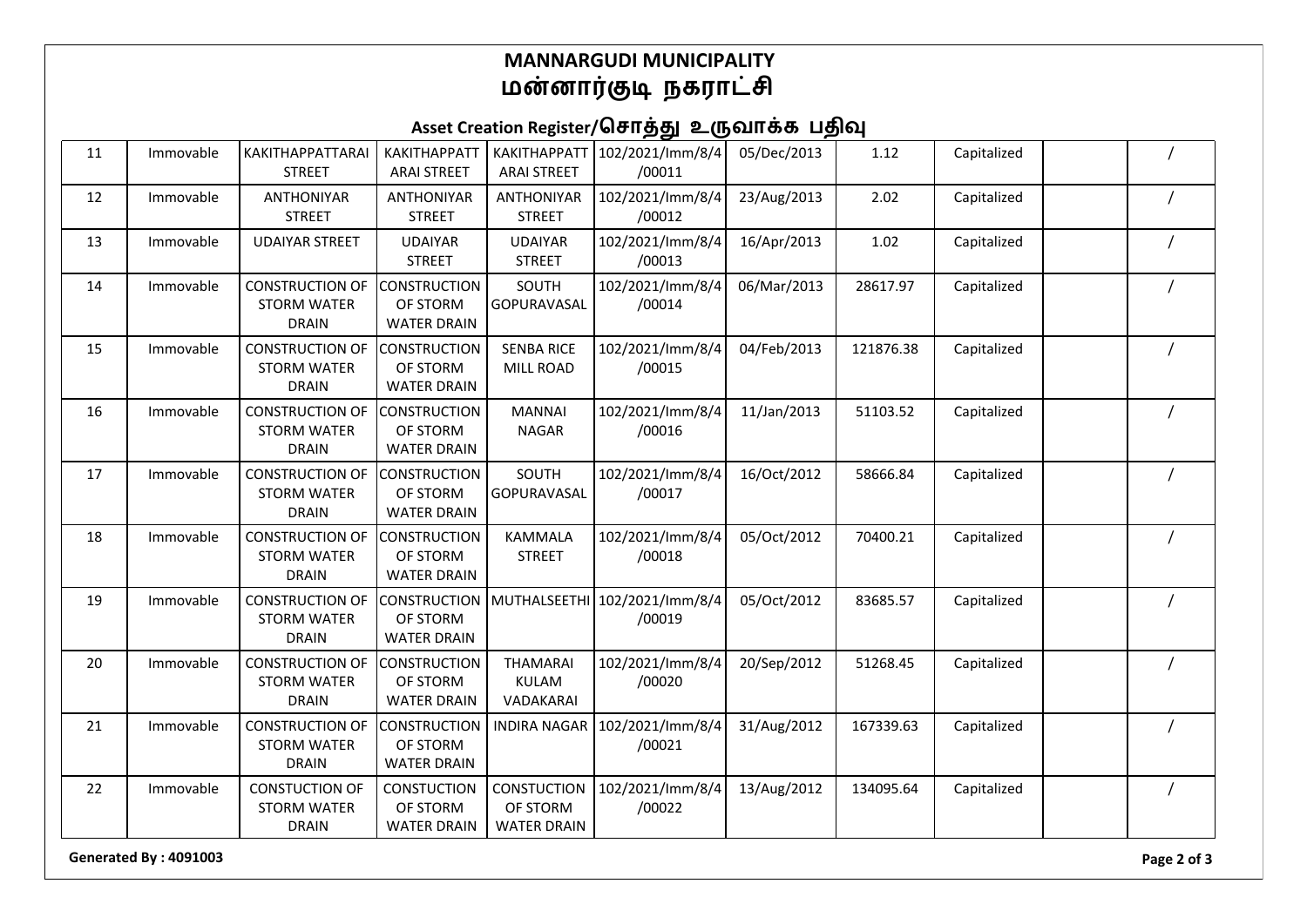# MANNARGUDI MUNICIPALITY
# மன்னார்குடி நகராட்சி

## Asset Creation Register/சொத்து உருவாக்க பதிவு

| | | | | | | | | | | |
|---|---|---|---|---|---|---|---|---|---|---|
| 11 | Immovable | KAKITHAPPATTARAI STREET | KAKITHAPPATT ARAI STREET | KAKITHAPPATT ARAI STREET | 102/2021/Imm/8/4/00011 | 05/Dec/2013 | 1.12 | Capitalized | | / |
| 12 | Immovable | ANTHONIYAR STREET | ANTHONIYAR STREET | ANTHONIYAR STREET | 102/2021/Imm/8/4/00012 | 23/Aug/2013 | 2.02 | Capitalized | | / |
| 13 | Immovable | UDAIYAR STREET | UDAIYAR STREET | UDAIYAR STREET | 102/2021/Imm/8/4/00013 | 16/Apr/2013 | 1.02 | Capitalized | | / |
| 14 | Immovable | CONSTRUCTION OF STORM WATER DRAIN | CONSTRUCTION OF STORM WATER DRAIN | SOUTH GOPURAVASAL | 102/2021/Imm/8/4/00014 | 06/Mar/2013 | 28617.97 | Capitalized | | / |
| 15 | Immovable | CONSTRUCTION OF STORM WATER DRAIN | CONSTRUCTION OF STORM WATER DRAIN | SENBA RICE MILL ROAD | 102/2021/Imm/8/4/00015 | 04/Feb/2013 | 121876.38 | Capitalized | | / |
| 16 | Immovable | CONSTRUCTION OF STORM WATER DRAIN | CONSTRUCTION OF STORM WATER DRAIN | MANNAI NAGAR | 102/2021/Imm/8/4/00016 | 11/Jan/2013 | 51103.52 | Capitalized | | / |
| 17 | Immovable | CONSTRUCTION OF STORM WATER DRAIN | CONSTRUCTION OF STORM WATER DRAIN | SOUTH GOPURAVASAL | 102/2021/Imm/8/4/00017 | 16/Oct/2012 | 58666.84 | Capitalized | | / |
| 18 | Immovable | CONSTRUCTION OF STORM WATER DRAIN | CONSTRUCTION OF STORM WATER DRAIN | KAMMALA STREET | 102/2021/Imm/8/4/00018 | 05/Oct/2012 | 70400.21 | Capitalized | | / |
| 19 | Immovable | CONSTRUCTION OF STORM WATER DRAIN | CONSTRUCTION OF STORM WATER DRAIN | MUTHALSEETHI | 102/2021/Imm/8/4/00019 | 05/Oct/2012 | 83685.57 | Capitalized | | / |
| 20 | Immovable | CONSTRUCTION OF STORM WATER DRAIN | CONSTRUCTION OF STORM WATER DRAIN | THAMARAI KULAM VADAKARAI | 102/2021/Imm/8/4/00020 | 20/Sep/2012 | 51268.45 | Capitalized | | / |
| 21 | Immovable | CONSTRUCTION OF STORM WATER DRAIN | CONSTRUCTION OF STORM WATER DRAIN | INDIRA NAGAR | 102/2021/Imm/8/4/00021 | 31/Aug/2012 | 167339.63 | Capitalized | | / |
| 22 | Immovable | CONSTUCTION OF STORM WATER DRAIN | CONSTUCTION OF STORM WATER DRAIN | CONSTUCTION OF STORM WATER DRAIN | 102/2021/Imm/8/4/00022 | 13/Aug/2012 | 134095.64 | Capitalized | | / |

**Generated By : 4091003**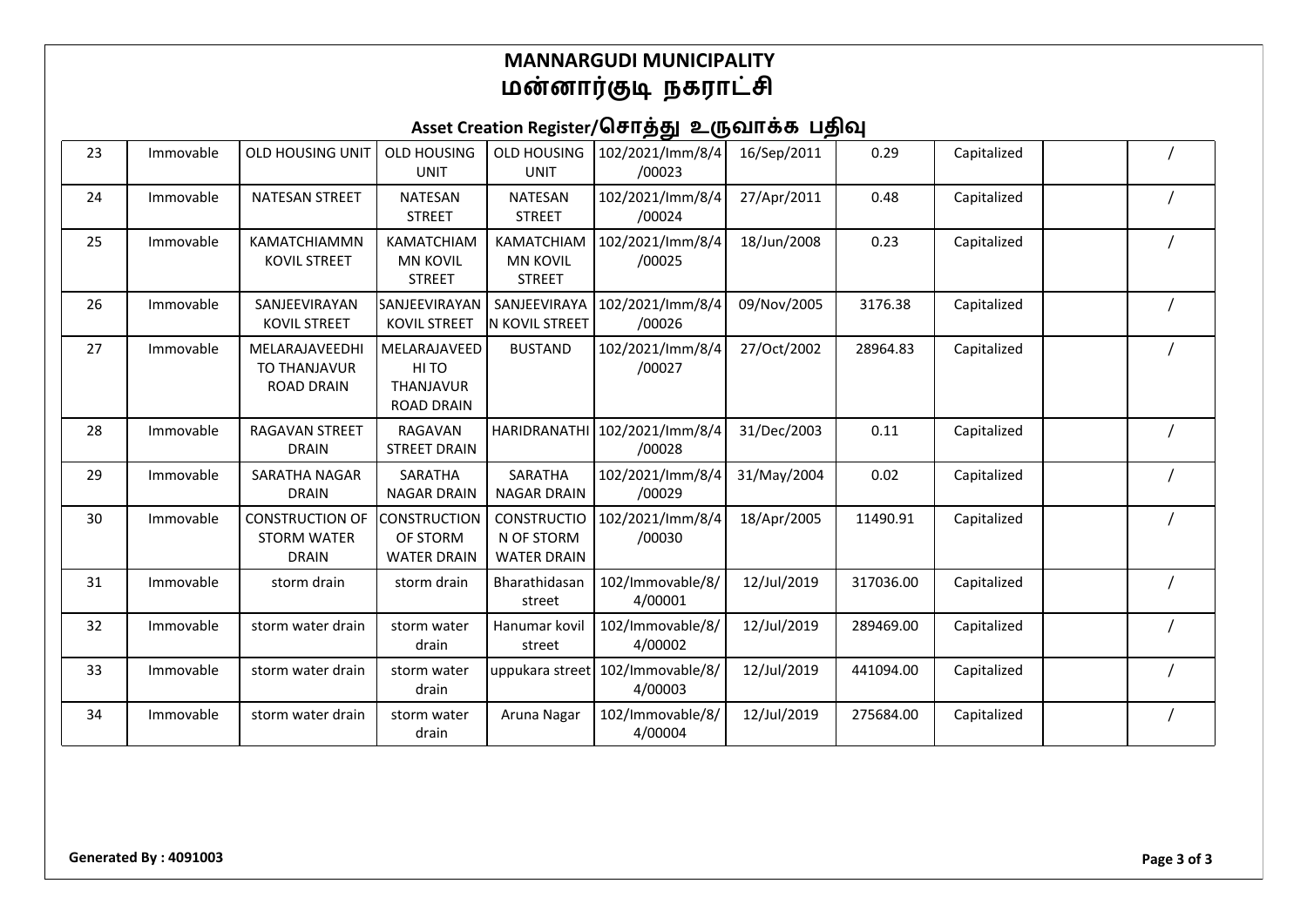# MANNARGUDI MUNICIPALITY
# மன்னார்குடி நகராட்சி

## Asset Creation Register/சொத்து உருவாக்க பதிவு

| | | | | | | | | | | |
|---|---|---|---|---|---|---|---|---|---|---|
| 23 | Immovable | OLD HOUSING UNIT | OLD HOUSING UNIT | OLD HOUSING UNIT | 102/2021/Imm/8/4/00023 | 16/Sep/2011 | 0.29 | Capitalized | | / |
| 24 | Immovable | NATESAN STREET | NATESAN STREET | NATESAN STREET | 102/2021/Imm/8/4/00024 | 27/Apr/2011 | 0.48 | Capitalized | | / |
| 25 | Immovable | KAMATCHIAMMN KOVIL STREET | KAMATCHIAMMN KOVIL STREET | KAMATCHIAMMN KOVIL STREET | 102/2021/Imm/8/4/00025 | 18/Jun/2008 | 0.23 | Capitalized | | / |
| 26 | Immovable | SANJEEVIRAYAN KOVIL STREET | SANJEEVIRAYAN KOVIL STREET | SANJEEVIRAYAN KOVIL STREET | 102/2021/Imm/8/4/00026 | 09/Nov/2005 | 3176.38 | Capitalized | | / |
| 27 | Immovable | MELARAJAVEEDHI TO THANJAVUR ROAD DRAIN | MELARAJAVEEDHI TO THANJAVUR ROAD DRAIN | BUSTAND | 102/2021/Imm/8/4/00027 | 27/Oct/2002 | 28964.83 | Capitalized | | / |
| 28 | Immovable | RAGAVAN STREET DRAIN | RAGAVAN STREET DRAIN | HARIDRANATHI | 102/2021/Imm/8/4/00028 | 31/Dec/2003 | 0.11 | Capitalized | | / |
| 29 | Immovable | SARATHA NAGAR DRAIN | SARATHA NAGAR DRAIN | SARATHA NAGAR DRAIN | 102/2021/Imm/8/4/00029 | 31/May/2004 | 0.02 | Capitalized | | / |
| 30 | Immovable | CONSTRUCTION OF STORM WATER DRAIN | CONSTRUCTION OF STORM WATER DRAIN | CONSTRUCTION OF STORM WATER DRAIN | 102/2021/Imm/8/4/00030 | 18/Apr/2005 | 11490.91 | Capitalized | | / |
| 31 | Immovable | storm drain | storm drain | Bharathidasan street | 102/Immovable/8/4/00001 | 12/Jul/2019 | 317036.00 | Capitalized | | / |
| 32 | Immovable | storm water drain | storm water drain | Hanumar kovil street | 102/Immovable/8/4/00002 | 12/Jul/2019 | 289469.00 | Capitalized | | / |
| 33 | Immovable | storm water drain | storm water drain | uppukara street | 102/Immovable/8/4/00003 | 12/Jul/2019 | 441094.00 | Capitalized | | / |
| 34 | Immovable | storm water drain | storm water drain | Aruna Nagar | 102/Immovable/8/4/00004 | 12/Jul/2019 | 275684.00 | Capitalized | | / |

**Generated By : 4091003**